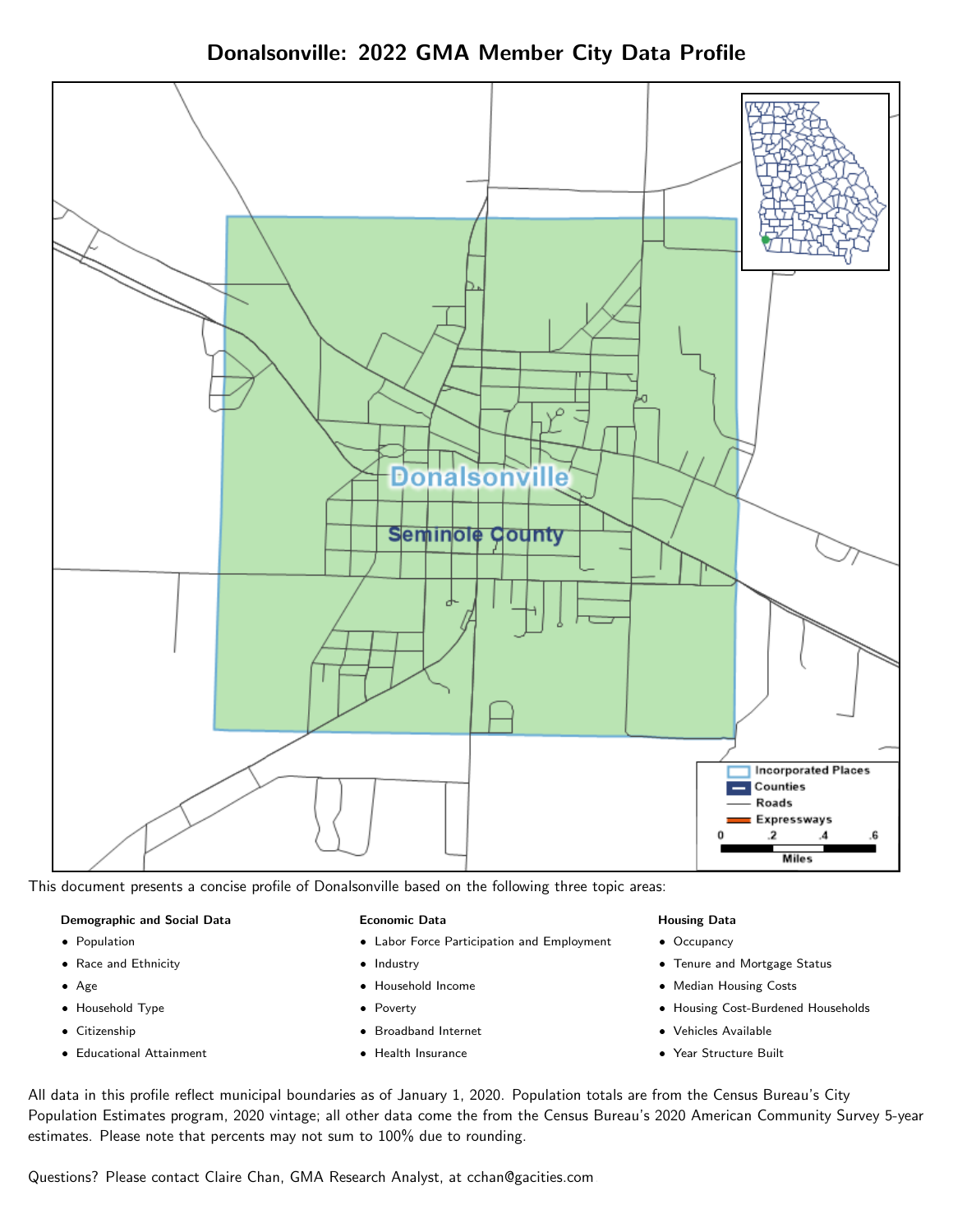# Donalsonville: 2022 GMA Member City Data Profile

This document presents a concise profile of Donalsonville based on the following three topic areas:

**Demographic and Social Data**

- Population
- Race and Ethnicity
- Age
- Household Type
- Citizenship
- Educational Attainment

**Economic Data**

- Labor Force Participation and Employment
- Industry
- Household Income
- Poverty
- Broadband Internet
- Health Insurance

**Housing Data**

- Occupancy
- Tenure and Mortgage Status
- Median Housing Costs
- Housing Cost-Burdened Households
- Vehicles Available
- Year Structure Built

All data in this profile reflect municipal boundaries as of January 1, 2020. Population totals are from the Census Bureau's City Population Estimates program, 2020 vintage; all other data come the from the Census Bureau's 2020 American Community Survey 5-year estimates. Please note that percents may not sum to 100% due to rounding.

Questions? Please contact Claire Chan, GMA Research Analyst, at cchan@gacities.com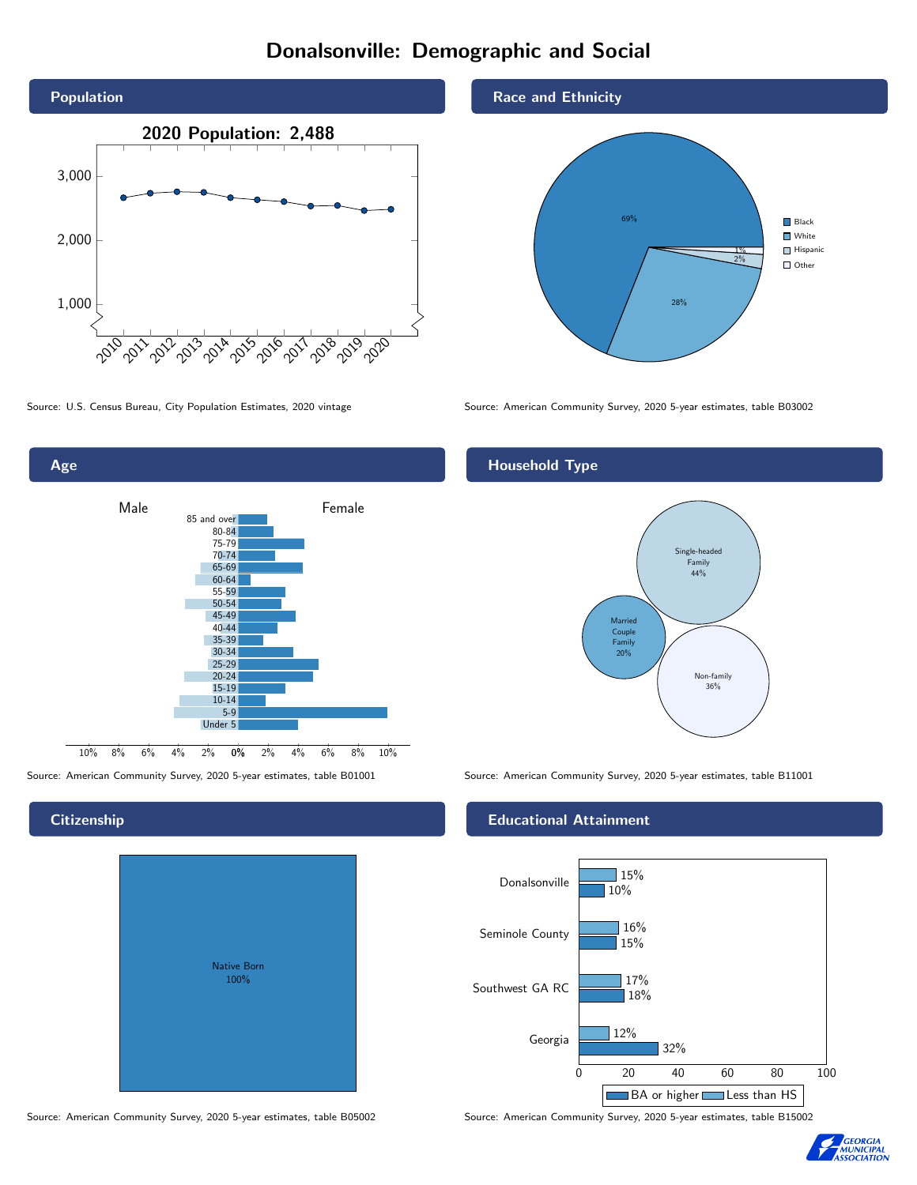# Donalsonville: Demographic and Social

## Population

2020 Population: 2,488

Source: U.S. Census Bureau, City Population Estimates, 2020 vintage

## Race and Ethnicity

| Race/Ethnicity | Percent |
|---|---|
| Black | 69% |
| White | 28% |
| Hispanic | 2% |
| Other | 1% |

Source: American Community Survey, 2020 5-year estimates, table B03002

## Age

Source: American Community Survey, 2020 5-year estimates, table B01001

## Household Type

| Household Type | Percent |
|---|---|
| Single-headed Family | 44% |
| Married Couple Family | 20% |
| Non-family | 36% |

Source: American Community Survey, 2020 5-year estimates, table B11001

## Citizenship

| Citizenship | Percent |
|---|---|
| Native Born | 100% |

Source: American Community Survey, 2020 5-year estimates, table B05002

## Educational Attainment

| Area | Less than HS | BA or higher |
|---|---|---|
| Donalsonville | 15% | 10% |
| Seminole County | 16% | 15% |
| Southwest GA RC | 17% | 18% |
| Georgia | 12% | 32% |

Source: American Community Survey, 2020 5-year estimates, table B15002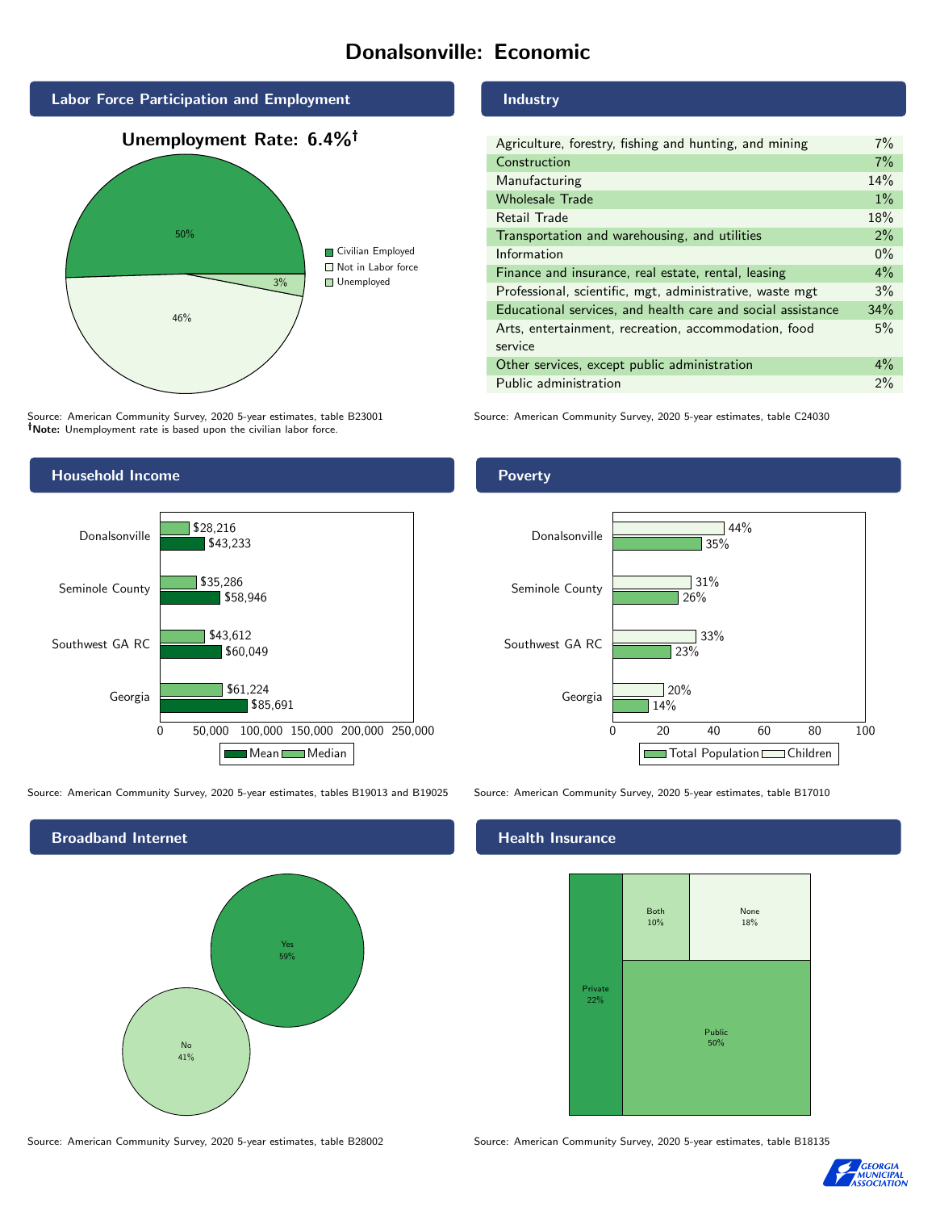# Donalsonville: Economic

## Labor Force Participation and Employment

**Unemployment Rate: 6.4%†**

| Category | Percent |
|---|---|
| Civilian Employed | 50% |
| Not in Labor force | 46% |
| Unemployed | 3% |

Source: American Community Survey, 2020 5-year estimates, table B23001
**†Note:** Unemployment rate is based upon the civilian labor force.

## Industry

| Industry | Percent |
|---|---|
| Agriculture, forestry, fishing and hunting, and mining | 7% |
| Construction | 7% |
| Manufacturing | 14% |
| Wholesale Trade | 1% |
| Retail Trade | 18% |
| Transportation and warehousing, and utilities | 2% |
| Information | 0% |
| Finance and insurance, real estate, rental, leasing | 4% |
| Professional, scientific, mgt, administrative, waste mgt | 3% |
| Educational services, and health care and social assistance | 34% |
| Arts, entertainment, recreation, accommodation, food service | 5% |
| Other services, except public administration | 4% |
| Public administration | 2% |

Source: American Community Survey, 2020 5-year estimates, table C24030

## Household Income

| Area | Median | Mean |
|---|---|---|
| Donalsonville | $28,216 | $43,233 |
| Seminole County | $35,286 | $58,946 |
| Southwest GA RC | $43,612 | $60,049 |
| Georgia | $61,224 | $85,691 |

Source: American Community Survey, 2020 5-year estimates, tables B19013 and B19025

## Poverty

| Area | Children | Total Population |
|---|---|---|
| Donalsonville | 44% | 35% |
| Seminole County | 31% | 26% |
| Southwest GA RC | 33% | 23% |
| Georgia | 20% | 14% |

Source: American Community Survey, 2020 5-year estimates, table B17010

## Broadband Internet

| Response | Percent |
|---|---|
| Yes | 59% |
| No | 41% |

Source: American Community Survey, 2020 5-year estimates, table B28002

## Health Insurance

| Type | Percent |
|---|---|
| Private | 22% |
| Both | 10% |
| None | 18% |
| Public | 50% |

Source: American Community Survey, 2020 5-year estimates, table B18135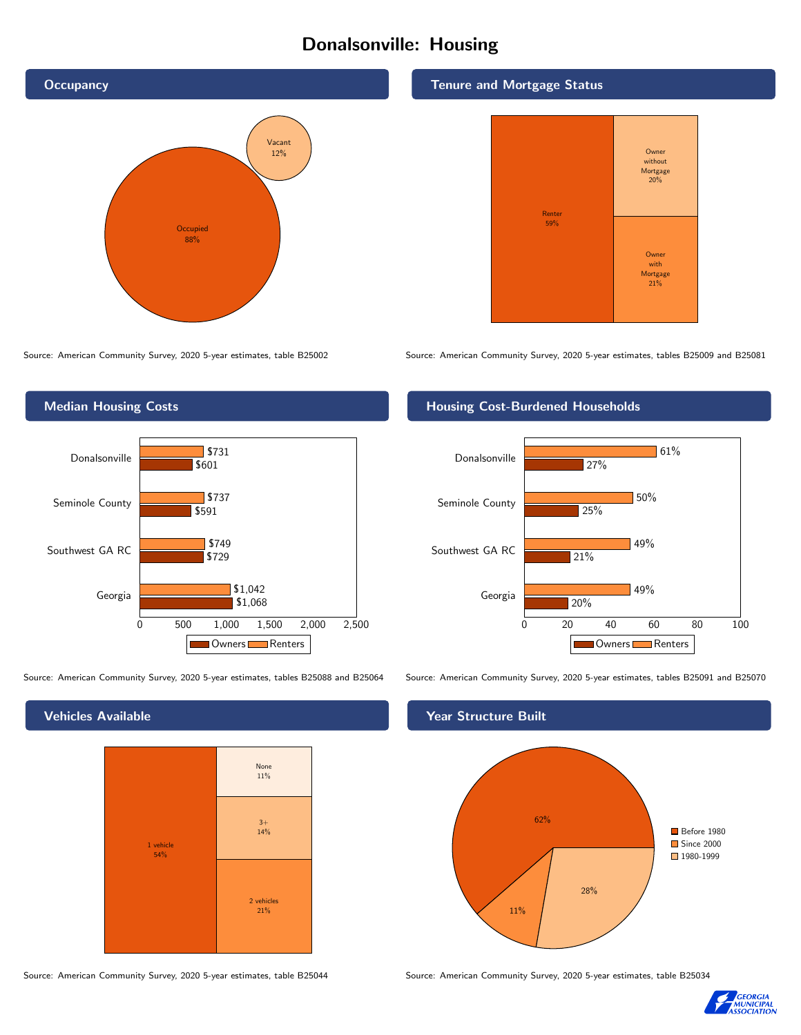# Donalsonville: Housing

## Occupancy

Vacant
12%

Occupied
88%

Source: American Community Survey, 2020 5-year estimates, table B25002

## Tenure and Mortgage Status

Renter
59%

Owner without Mortgage
20%

Owner with Mortgage
21%

Source: American Community Survey, 2020 5-year estimates, tables B25009 and B25081

## Median Housing Costs

Donalsonville
$731
$601

Seminole County
$737
$591

Southwest GA RC
$749
$729

Georgia
$1,042
$1,068

0 500 1,000 1,500 2,000 2,500

Owners Renters

Source: American Community Survey, 2020 5-year estimates, tables B25088 and B25064

## Housing Cost-Burdened Households

Donalsonville
61%
27%

Seminole County
50%
25%

Southwest GA RC
49%
21%

Georgia
49%
20%

0 20 40 60 80 100

Owners Renters

Source: American Community Survey, 2020 5-year estimates, tables B25091 and B25070

## Vehicles Available

1 vehicle
54%

None
11%

3+
14%

2 vehicles
21%

Source: American Community Survey, 2020 5-year estimates, table B25044

## Year Structure Built

62%
11%
28%

Before 1980
Since 2000
1980-1999

Source: American Community Survey, 2020 5-year estimates, table B25034